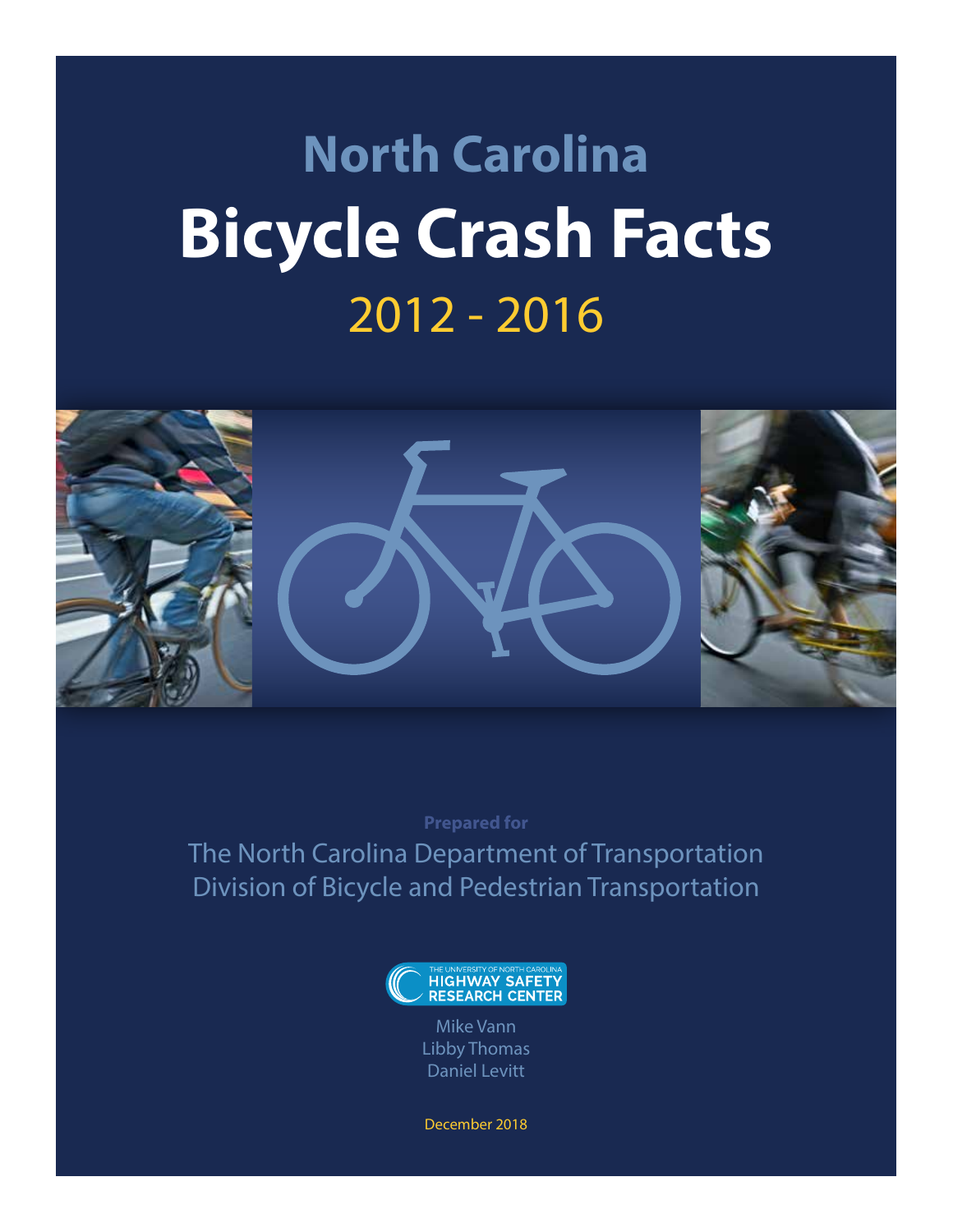# North Carolina

# Bicycle Crash Facts

## 2012 - 2016

**Prepared for**

The North Carolina Department of Transportation
Division of Bicycle and Pedestrian Transportation

THE UNIVERSITY OF NORTH CAROLINA
HIGHWAY SAFETY RESEARCH CENTER

Mike Vann
Libby Thomas
Daniel Levitt

December 2018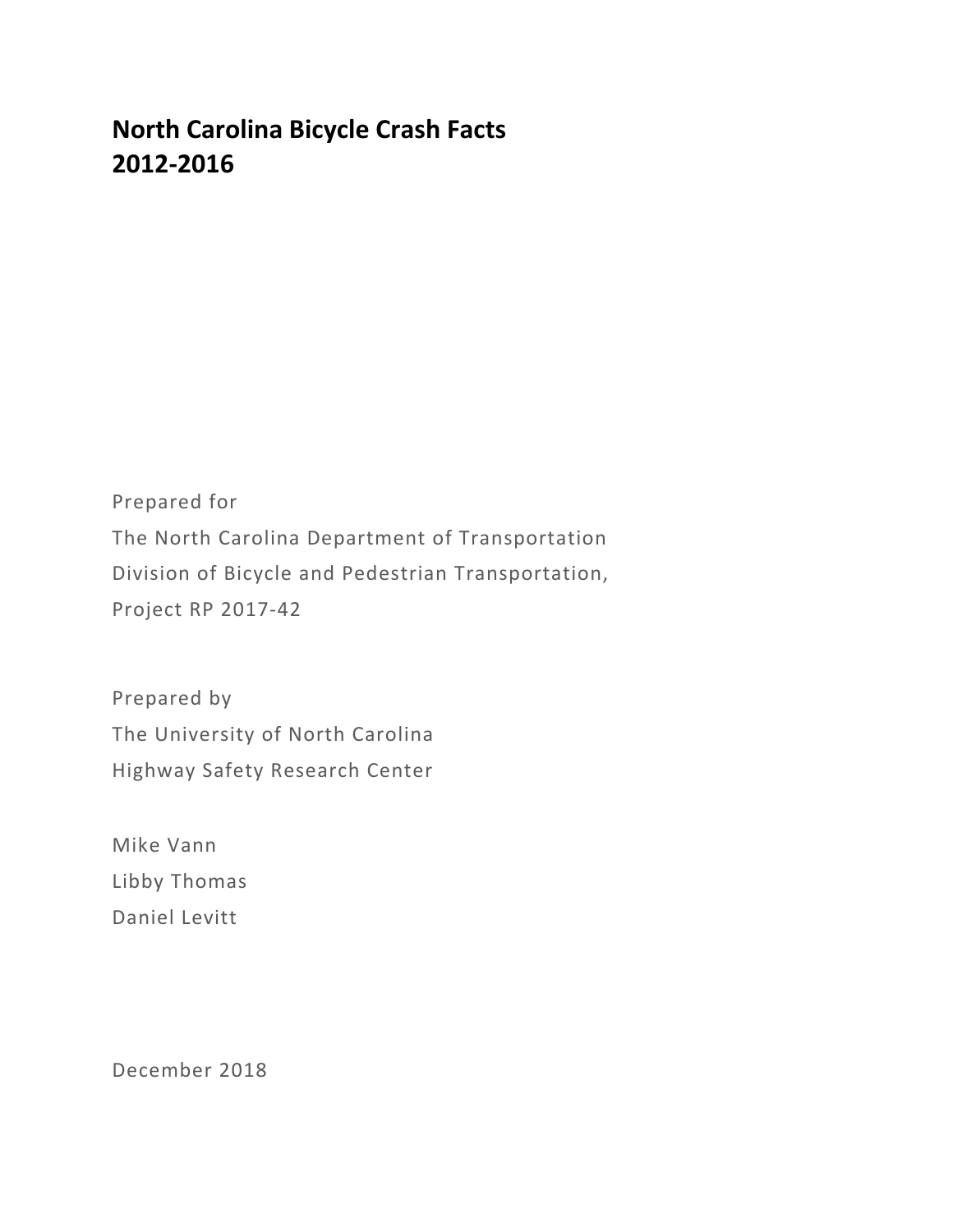# North Carolina Bicycle Crash Facts 2012-2016

Prepared for
The North Carolina Department of Transportation
Division of Bicycle and Pedestrian Transportation,
Project RP 2017-42

Prepared by
The University of North Carolina
Highway Safety Research Center

Mike Vann
Libby Thomas
Daniel Levitt

December 2018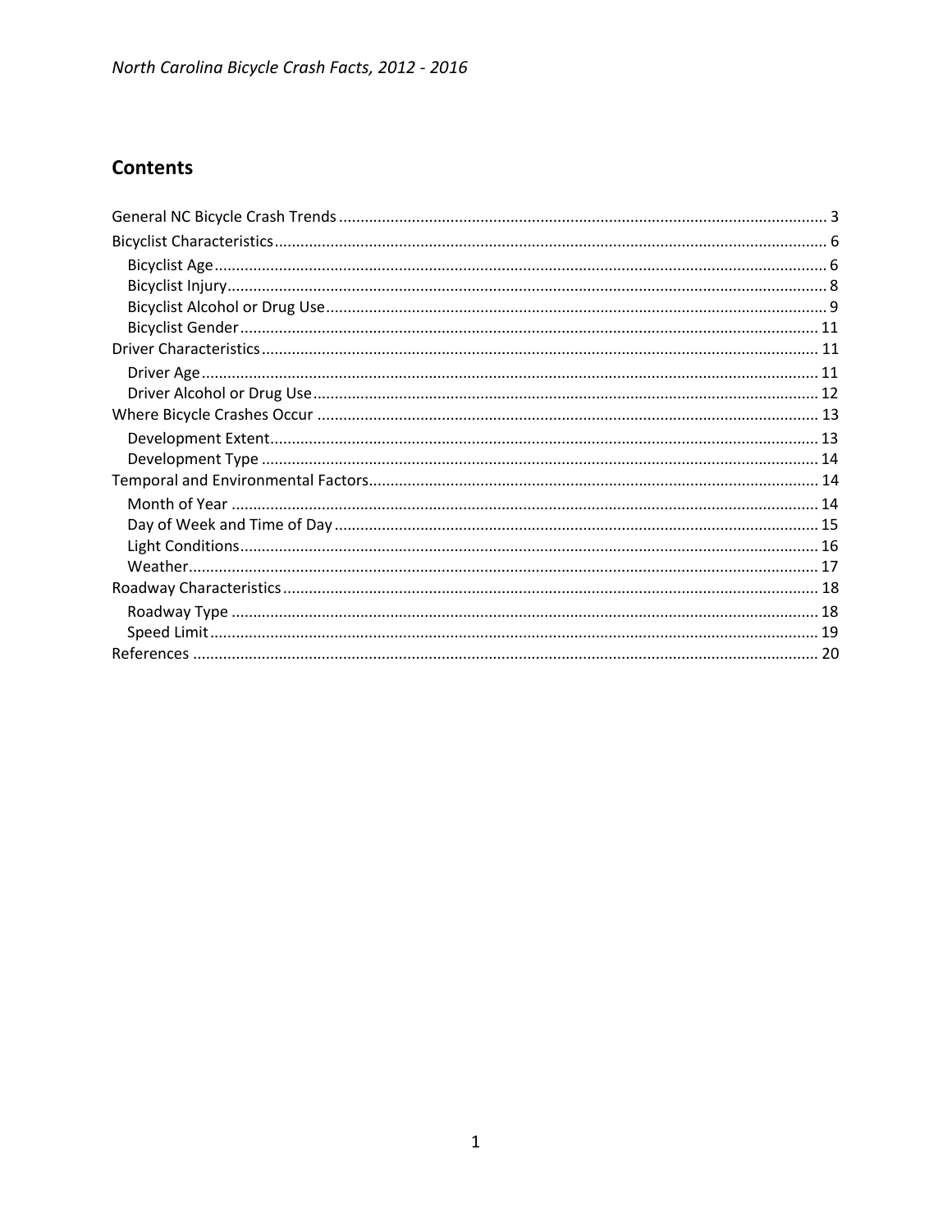## Contents

- General NC Bicycle Crash Trends ..... 3
- Bicyclist Characteristics ..... 6
  - Bicyclist Age ..... 6
  - Bicyclist Injury ..... 8
  - Bicyclist Alcohol or Drug Use ..... 9
  - Bicyclist Gender ..... 11
- Driver Characteristics ..... 11
  - Driver Age ..... 11
  - Driver Alcohol or Drug Use ..... 12
- Where Bicycle Crashes Occur ..... 13
  - Development Extent ..... 13
  - Development Type ..... 14
- Temporal and Environmental Factors ..... 14
  - Month of Year ..... 14
  - Day of Week and Time of Day ..... 15
  - Light Conditions ..... 16
  - Weather ..... 17
- Roadway Characteristics ..... 18
  - Roadway Type ..... 18
  - Speed Limit ..... 19
- References ..... 20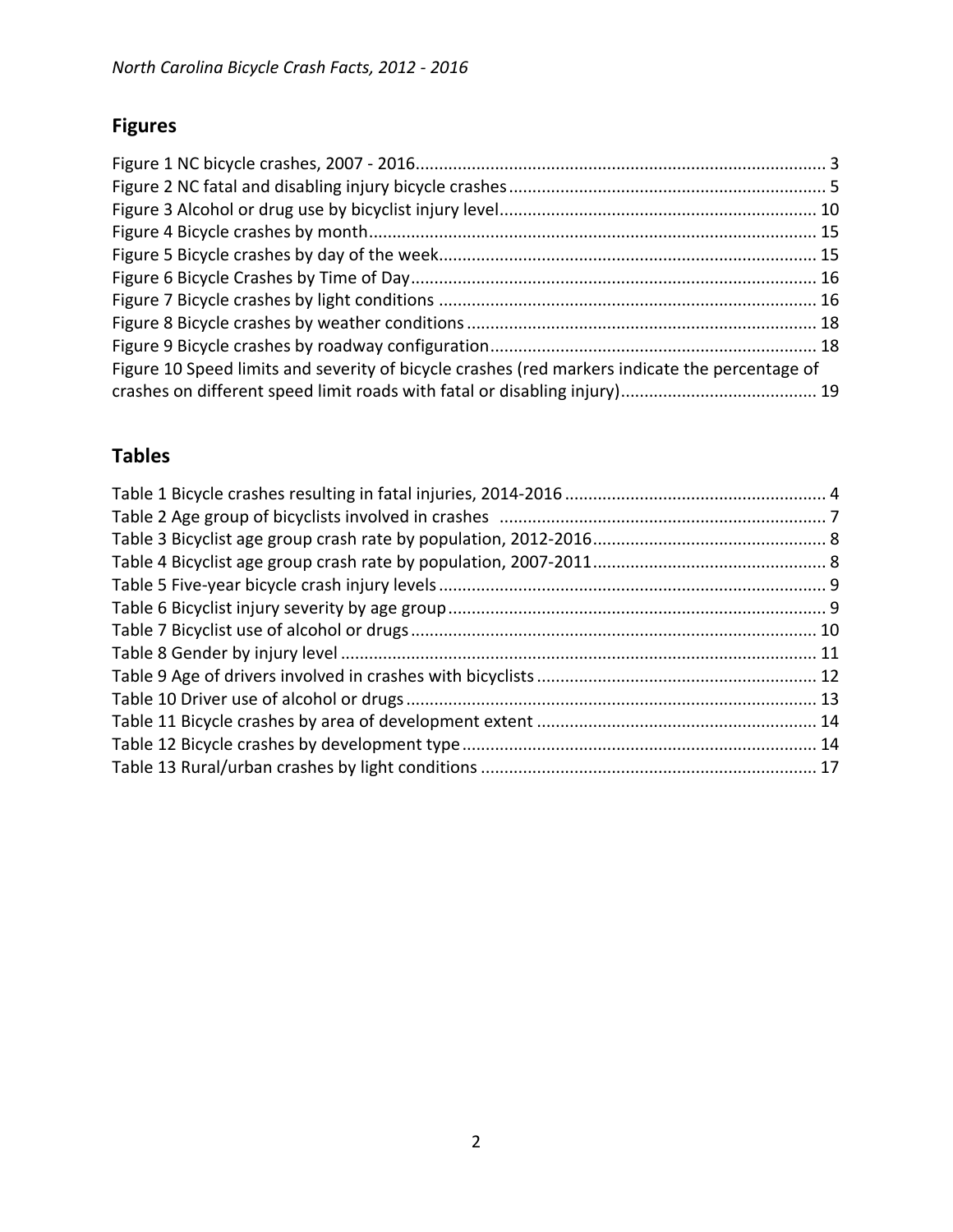## Figures

Figure 1 NC bicycle crashes, 2007 - 2016 .......... 3
Figure 2 NC fatal and disabling injury bicycle crashes .......... 5
Figure 3 Alcohol or drug use by bicyclist injury level .......... 10
Figure 4 Bicycle crashes by month .......... 15
Figure 5 Bicycle crashes by day of the week .......... 15
Figure 6 Bicycle Crashes by Time of Day .......... 16
Figure 7 Bicycle crashes by light conditions .......... 16
Figure 8 Bicycle crashes by weather conditions .......... 18
Figure 9 Bicycle crashes by roadway configuration .......... 18
Figure 10 Speed limits and severity of bicycle crashes (red markers indicate the percentage of crashes on different speed limit roads with fatal or disabling injury) .......... 19

## Tables

Table 1 Bicycle crashes resulting in fatal injuries, 2014-2016 .......... 4
Table 2 Age group of bicyclists involved in crashes .......... 7
Table 3 Bicyclist age group crash rate by population, 2012-2016 .......... 8
Table 4 Bicyclist age group crash rate by population, 2007-2011 .......... 8
Table 5 Five-year bicycle crash injury levels .......... 9
Table 6 Bicyclist injury severity by age group .......... 9
Table 7 Bicyclist use of alcohol or drugs .......... 10
Table 8 Gender by injury level .......... 11
Table 9 Age of drivers involved in crashes with bicyclists .......... 12
Table 10 Driver use of alcohol or drugs .......... 13
Table 11 Bicycle crashes by area of development extent .......... 14
Table 12 Bicycle crashes by development type .......... 14
Table 13 Rural/urban crashes by light conditions .......... 17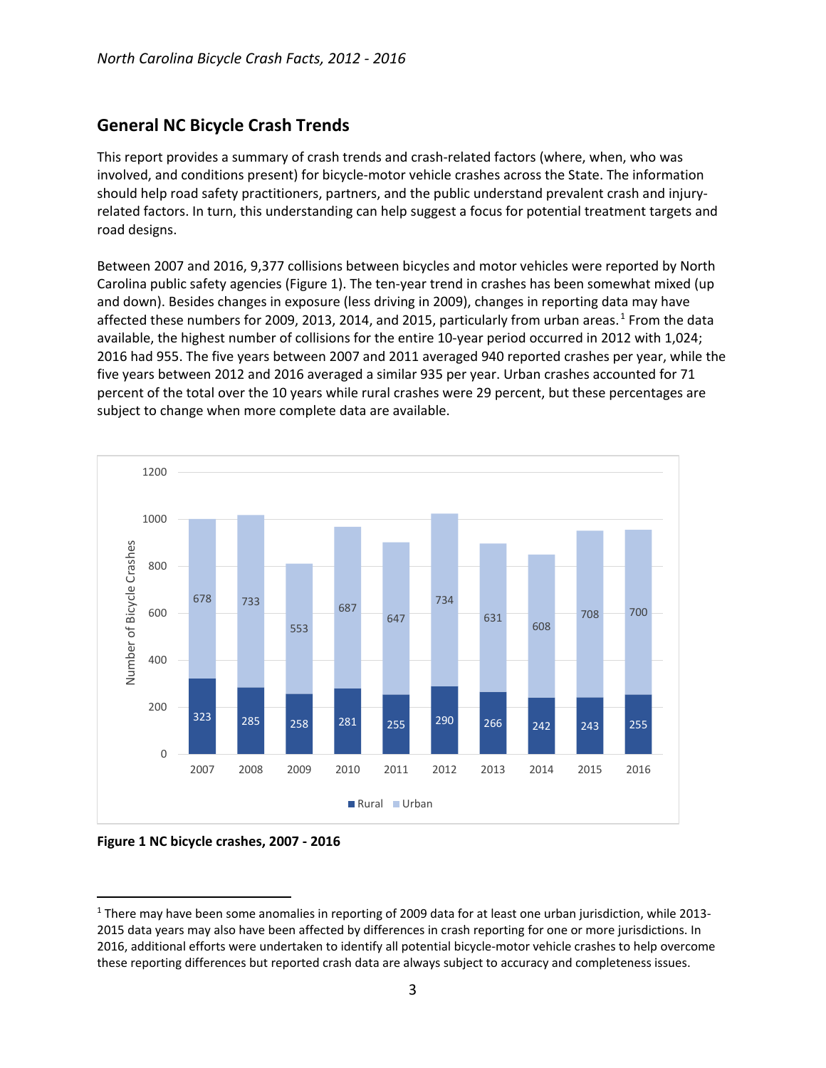## General NC Bicycle Crash Trends

This report provides a summary of crash trends and crash-related factors (where, when, who was involved, and conditions present) for bicycle-motor vehicle crashes across the State. The information should help road safety practitioners, partners, and the public understand prevalent crash and injury-related factors. In turn, this understanding can help suggest a focus for potential treatment targets and road designs.

Between 2007 and 2016, 9,377 collisions between bicycles and motor vehicles were reported by North Carolina public safety agencies (Figure 1). The ten-year trend in crashes has been somewhat mixed (up and down). Besides changes in exposure (less driving in 2009), changes in reporting data may have affected these numbers for 2009, 2013, 2014, and 2015, particularly from urban areas.[1] From the data available, the highest number of collisions for the entire 10-year period occurred in 2012 with 1,024; 2016 had 955. The five years between 2007 and 2011 averaged 940 reported crashes per year, while the five years between 2012 and 2016 averaged a similar 935 per year. Urban crashes accounted for 71 percent of the total over the 10 years while rural crashes were 29 percent, but these percentages are subject to change when more complete data are available.

| Year | Rural | Urban |
|---|---|---|
| 2007 | 323 | 678 |
| 2008 | 285 | 733 |
| 2009 | 258 | 553 |
| 2010 | 281 | 687 |
| 2011 | 255 | 647 |
| 2012 | 290 | 734 |
| 2013 | 266 | 631 |
| 2014 | 242 | 608 |
| 2015 | 243 | 708 |
| 2016 | 255 | 700 |

**Figure 1 NC bicycle crashes, 2007 - 2016**

[1] There may have been some anomalies in reporting of 2009 data for at least one urban jurisdiction, while 2013-2015 data years may also have been affected by differences in crash reporting for one or more jurisdictions. In 2016, additional efforts were undertaken to identify all potential bicycle-motor vehicle crashes to help overcome these reporting differences but reported crash data are always subject to accuracy and completeness issues.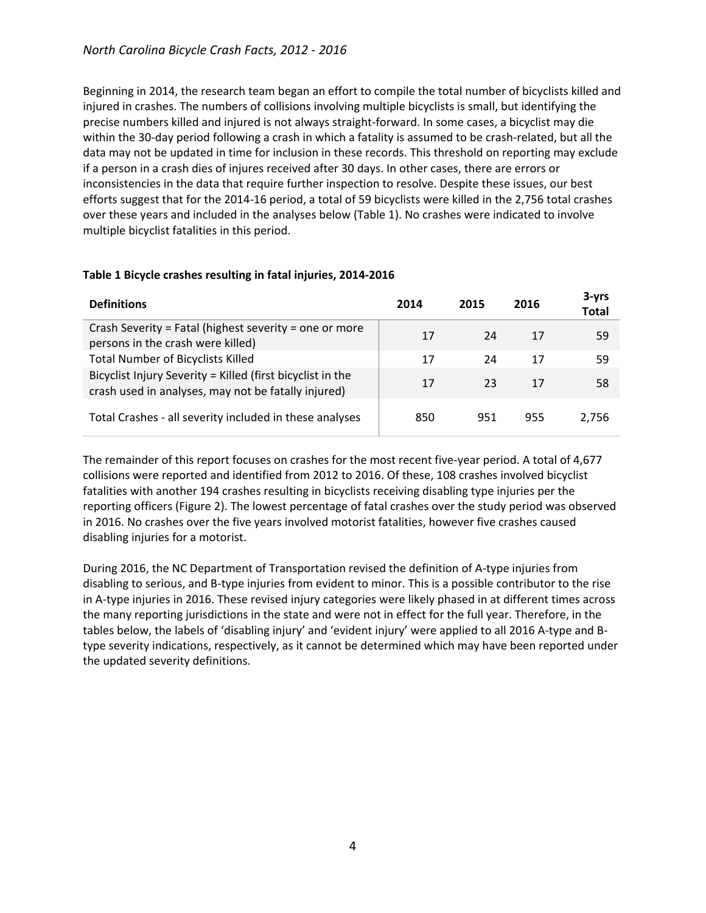Beginning in 2014, the research team began an effort to compile the total number of bicyclists killed and injured in crashes. The numbers of collisions involving multiple bicyclists is small, but identifying the precise numbers killed and injured is not always straight-forward. In some cases, a bicyclist may die within the 30-day period following a crash in which a fatality is assumed to be crash-related, but all the data may not be updated in time for inclusion in these records. This threshold on reporting may exclude if a person in a crash dies of injures received after 30 days. In other cases, there are errors or inconsistencies in the data that require further inspection to resolve. Despite these issues, our best efforts suggest that for the 2014-16 period, a total of 59 bicyclists were killed in the 2,756 total crashes over these years and included in the analyses below (Table 1). No crashes were indicated to involve multiple bicyclist fatalities in this period.

**Table 1 Bicycle crashes resulting in fatal injuries, 2014-2016**

| Definitions | 2014 | 2015 | 2016 | 3-yrs Total |
|---|---|---|---|---|
| Crash Severity = Fatal (highest severity = one or more persons in the crash were killed) | 17 | 24 | 17 | 59 |
| Total Number of Bicyclists Killed | 17 | 24 | 17 | 59 |
| Bicyclist Injury Severity = Killed (first bicyclist in the crash used in analyses, may not be fatally injured) | 17 | 23 | 17 | 58 |
| Total Crashes - all severity included in these analyses | 850 | 951 | 955 | 2,756 |

The remainder of this report focuses on crashes for the most recent five-year period. A total of 4,677 collisions were reported and identified from 2012 to 2016. Of these, 108 crashes involved bicyclist fatalities with another 194 crashes resulting in bicyclists receiving disabling type injuries per the reporting officers (Figure 2). The lowest percentage of fatal crashes over the study period was observed in 2016. No crashes over the five years involved motorist fatalities, however five crashes caused disabling injuries for a motorist.

During 2016, the NC Department of Transportation revised the definition of A-type injuries from disabling to serious, and B-type injuries from evident to minor. This is a possible contributor to the rise in A-type injuries in 2016. These revised injury categories were likely phased in at different times across the many reporting jurisdictions in the state and were not in effect for the full year. Therefore, in the tables below, the labels of 'disabling injury' and 'evident injury' were applied to all 2016 A-type and B-type severity indications, respectively, as it cannot be determined which may have been reported under the updated severity definitions.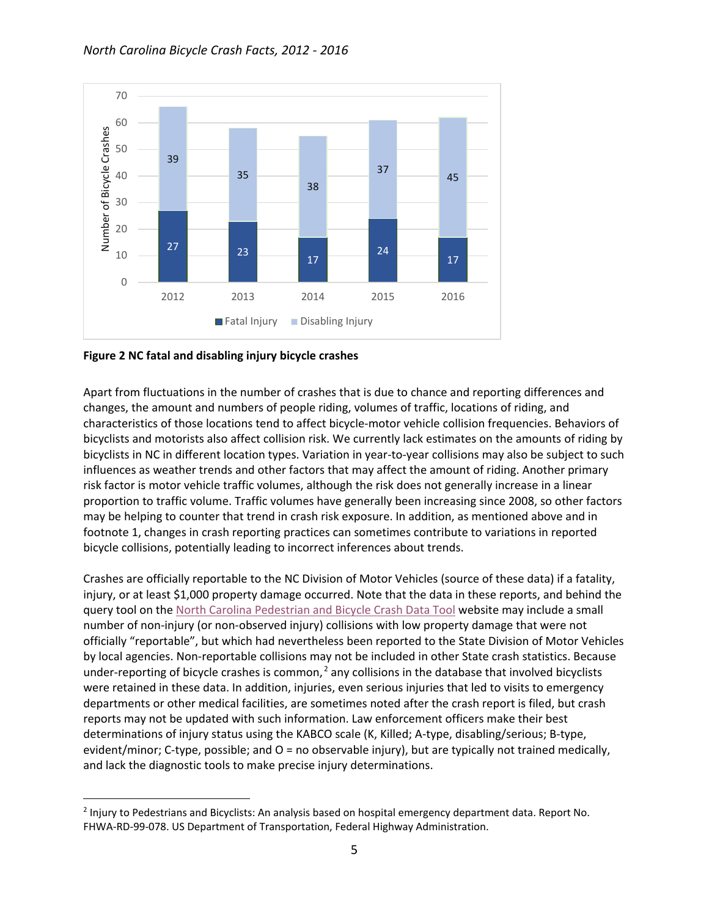| Year | Fatal Injury | Disabling Injury |
|---|---|---|
| 2012 | 27 | 39 |
| 2013 | 23 | 35 |
| 2014 | 17 | 38 |
| 2015 | 24 | 37 |
| 2016 | 17 | 45 |

**Figure 2 NC fatal and disabling injury bicycle crashes**

Apart from fluctuations in the number of crashes that is due to chance and reporting differences and changes, the amount and numbers of people riding, volumes of traffic, locations of riding, and characteristics of those locations tend to affect bicycle-motor vehicle collision frequencies. Behaviors of bicyclists and motorists also affect collision risk. We currently lack estimates on the amounts of riding by bicyclists in NC in different location types. Variation in year-to-year collisions may also be subject to such influences as weather trends and other factors that may affect the amount of riding. Another primary risk factor is motor vehicle traffic volumes, although the risk does not generally increase in a linear proportion to traffic volume. Traffic volumes have generally been increasing since 2008, so other factors may be helping to counter that trend in crash risk exposure. In addition, as mentioned above and in footnote 1, changes in crash reporting practices can sometimes contribute to variations in reported bicycle collisions, potentially leading to incorrect inferences about trends.

Crashes are officially reportable to the NC Division of Motor Vehicles (source of these data) if a fatality, injury, or at least $1,000 property damage occurred. Note that the data in these reports, and behind the query tool on the North Carolina Pedestrian and Bicycle Crash Data Tool website may include a small number of non-injury (or non-observed injury) collisions with low property damage that were not officially "reportable", but which had nevertheless been reported to the State Division of Motor Vehicles by local agencies. Non-reportable collisions may not be included in other State crash statistics. Because under-reporting of bicycle crashes is common,[2] any collisions in the database that involved bicyclists were retained in these data. In addition, injuries, even serious injuries that led to visits to emergency departments or other medical facilities, are sometimes noted after the crash report is filed, but crash reports may not be updated with such information. Law enforcement officers make their best determinations of injury status using the KABCO scale (K, Killed; A-type, disabling/serious; B-type, evident/minor; C-type, possible; and O = no observable injury), but are typically not trained medically, and lack the diagnostic tools to make precise injury determinations.

---

[2] Injury to Pedestrians and Bicyclists: An analysis based on hospital emergency department data. Report No. FHWA-RD-99-078. US Department of Transportation, Federal Highway Administration.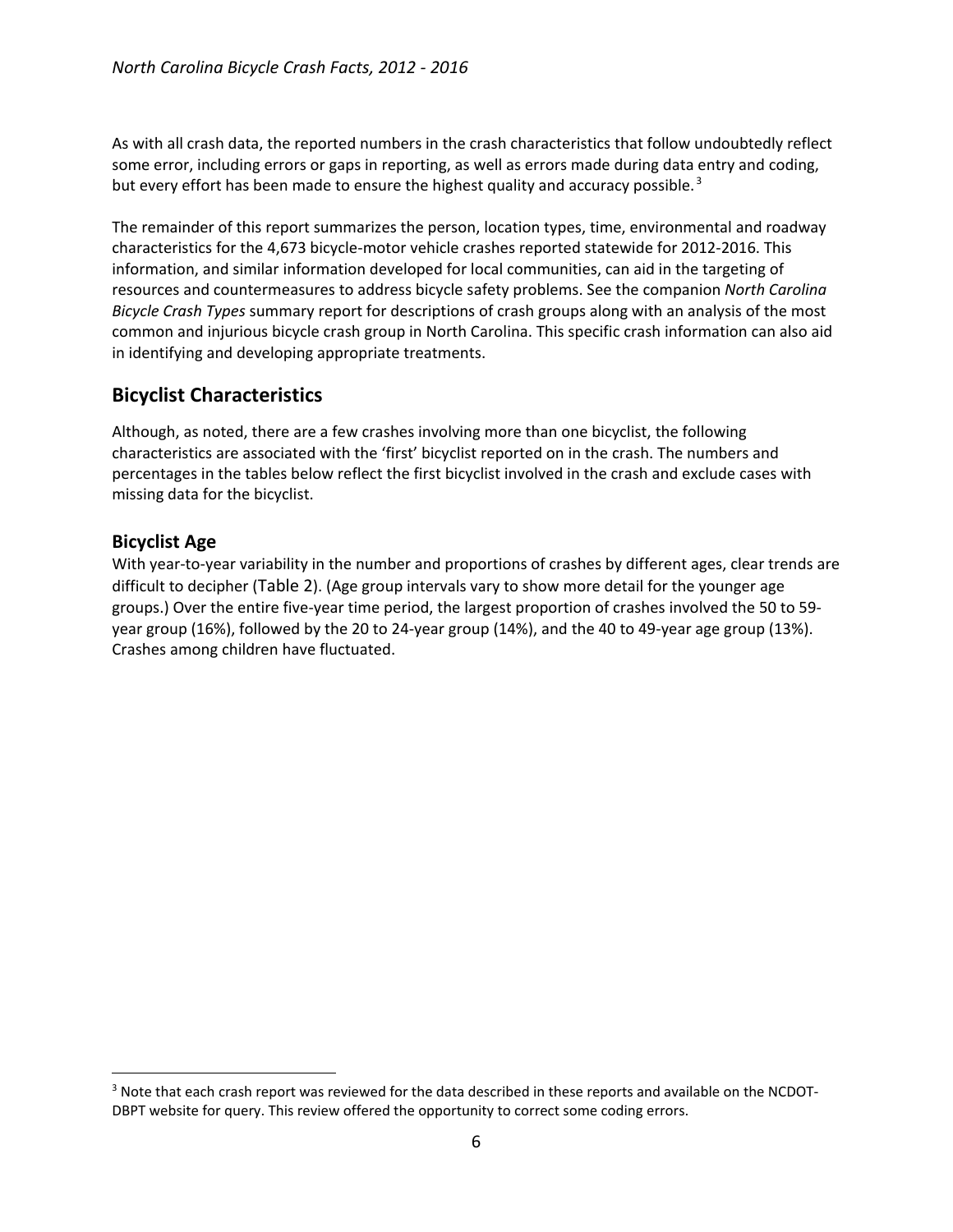As with all crash data, the reported numbers in the crash characteristics that follow undoubtedly reflect some error, including errors or gaps in reporting, as well as errors made during data entry and coding, but every effort has been made to ensure the highest quality and accuracy possible.[3]

The remainder of this report summarizes the person, location types, time, environmental and roadway characteristics for the 4,673 bicycle-motor vehicle crashes reported statewide for 2012-2016. This information, and similar information developed for local communities, can aid in the targeting of resources and countermeasures to address bicycle safety problems. See the companion *North Carolina Bicycle Crash Types* summary report for descriptions of crash groups along with an analysis of the most common and injurious bicycle crash group in North Carolina. This specific crash information can also aid in identifying and developing appropriate treatments.

## Bicyclist Characteristics

Although, as noted, there are a few crashes involving more than one bicyclist, the following characteristics are associated with the 'first' bicyclist reported on in the crash. The numbers and percentages in the tables below reflect the first bicyclist involved in the crash and exclude cases with missing data for the bicyclist.

### Bicyclist Age

With year-to-year variability in the number and proportions of crashes by different ages, clear trends are difficult to decipher (Table 2). (Age group intervals vary to show more detail for the younger age groups.) Over the entire five-year time period, the largest proportion of crashes involved the 50 to 59-year group (16%), followed by the 20 to 24-year group (14%), and the 40 to 49-year age group (13%). Crashes among children have fluctuated.

[3] Note that each crash report was reviewed for the data described in these reports and available on the NCDOT-DBPT website for query. This review offered the opportunity to correct some coding errors.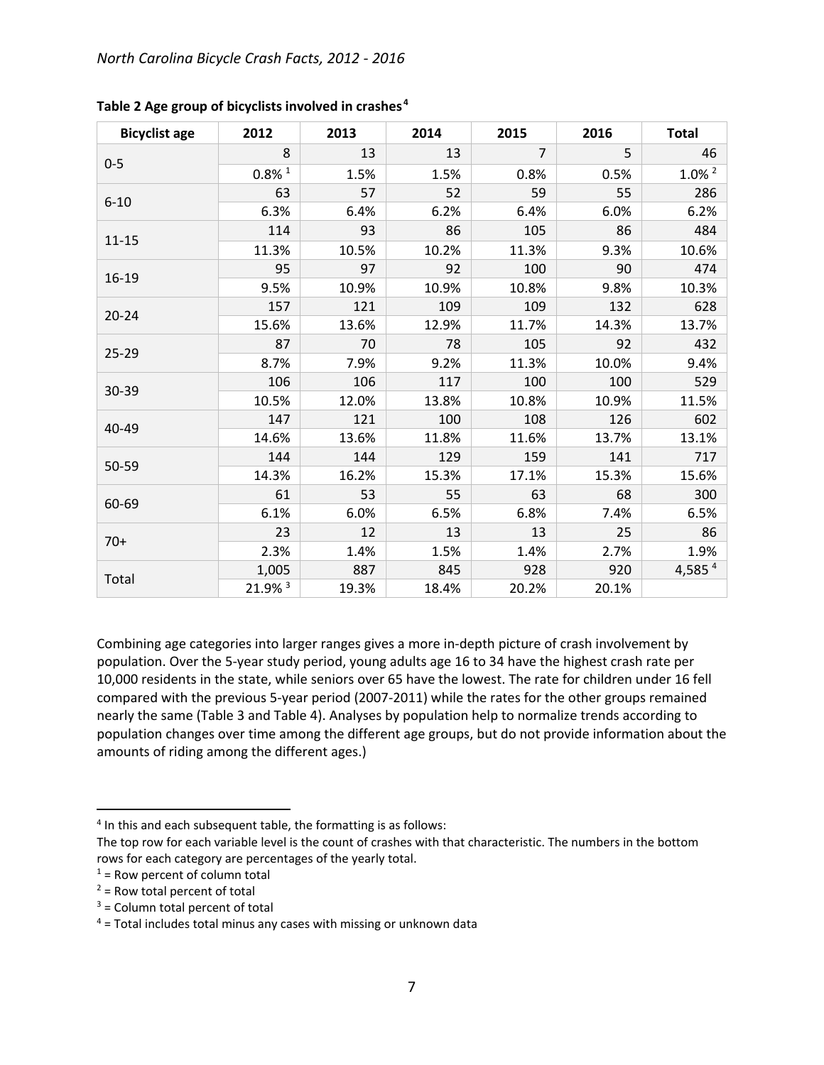**Table 2 Age group of bicyclists involved in crashes**[4]

| Bicyclist age | 2012 | 2013 | 2014 | 2015 | 2016 | Total |
|---|---|---|---|---|---|---|
| 0-5 | 8 | 13 | 13 | 7 | 5 | 46 |
| | 0.8% [1] | 1.5% | 1.5% | 0.8% | 0.5% | 1.0% [2] |
| 6-10 | 63 | 57 | 52 | 59 | 55 | 286 |
| | 6.3% | 6.4% | 6.2% | 6.4% | 6.0% | 6.2% |
| 11-15 | 114 | 93 | 86 | 105 | 86 | 484 |
| | 11.3% | 10.5% | 10.2% | 11.3% | 9.3% | 10.6% |
| 16-19 | 95 | 97 | 92 | 100 | 90 | 474 |
| | 9.5% | 10.9% | 10.9% | 10.8% | 9.8% | 10.3% |
| 20-24 | 157 | 121 | 109 | 109 | 132 | 628 |
| | 15.6% | 13.6% | 12.9% | 11.7% | 14.3% | 13.7% |
| 25-29 | 87 | 70 | 78 | 105 | 92 | 432 |
| | 8.7% | 7.9% | 9.2% | 11.3% | 10.0% | 9.4% |
| 30-39 | 106 | 106 | 117 | 100 | 100 | 529 |
| | 10.5% | 12.0% | 13.8% | 10.8% | 10.9% | 11.5% |
| 40-49 | 147 | 121 | 100 | 108 | 126 | 602 |
| | 14.6% | 13.6% | 11.8% | 11.6% | 13.7% | 13.1% |
| 50-59 | 144 | 144 | 129 | 159 | 141 | 717 |
| | 14.3% | 16.2% | 15.3% | 17.1% | 15.3% | 15.6% |
| 60-69 | 61 | 53 | 55 | 63 | 68 | 300 |
| | 6.1% | 6.0% | 6.5% | 6.8% | 7.4% | 6.5% |
| 70+ | 23 | 12 | 13 | 13 | 25 | 86 |
| | 2.3% | 1.4% | 1.5% | 1.4% | 2.7% | 1.9% |
| Total | 1,005 | 887 | 845 | 928 | 920 | 4,585 [4] |
| | 21.9% [3] | 19.3% | 18.4% | 20.2% | 20.1% | |

Combining age categories into larger ranges gives a more in-depth picture of crash involvement by population. Over the 5-year study period, young adults age 16 to 34 have the highest crash rate per 10,000 residents in the state, while seniors over 65 have the lowest. The rate for children under 16 fell compared with the previous 5-year period (2007-2011) while the rates for the other groups remained nearly the same (Table 3 and Table 4). Analyses by population help to normalize trends according to population changes over time among the different age groups, but do not provide information about the amounts of riding among the different ages.)

---

[4] In this and each subsequent table, the formatting is as follows:

The top row for each variable level is the count of crashes with that characteristic. The numbers in the bottom rows for each category are percentages of the yearly total.

[1] = Row percent of column total

[2] = Row total percent of total

[3] = Column total percent of total

[4] = Total includes total minus any cases with missing or unknown data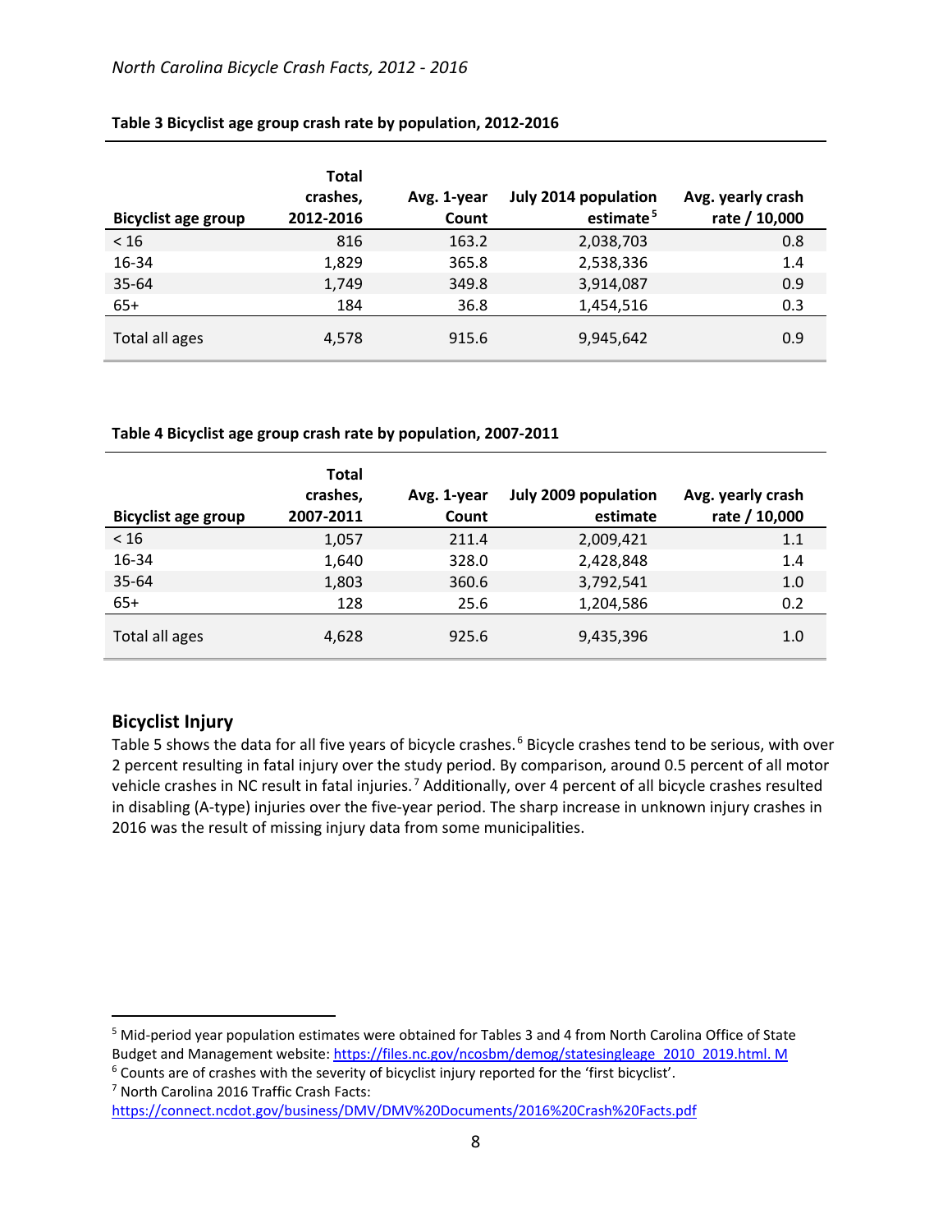**Table 3 Bicyclist age group crash rate by population, 2012-2016**

| Bicyclist age group | Total crashes, 2012-2016 | Avg. 1-year Count | July 2014 population estimate[5] | Avg. yearly crash rate / 10,000 |
|---|---|---|---|---|
| < 16 | 816 | 163.2 | 2,038,703 | 0.8 |
| 16-34 | 1,829 | 365.8 | 2,538,336 | 1.4 |
| 35-64 | 1,749 | 349.8 | 3,914,087 | 0.9 |
| 65+ | 184 | 36.8 | 1,454,516 | 0.3 |
| Total all ages | 4,578 | 915.6 | 9,945,642 | 0.9 |

**Table 4 Bicyclist age group crash rate by population, 2007-2011**

| Bicyclist age group | Total crashes, 2007-2011 | Avg. 1-year Count | July 2009 population estimate | Avg. yearly crash rate / 10,000 |
|---|---|---|---|---|
| < 16 | 1,057 | 211.4 | 2,009,421 | 1.1 |
| 16-34 | 1,640 | 328.0 | 2,428,848 | 1.4 |
| 35-64 | 1,803 | 360.6 | 3,792,541 | 1.0 |
| 65+ | 128 | 25.6 | 1,204,586 | 0.2 |
| Total all ages | 4,628 | 925.6 | 9,435,396 | 1.0 |

## Bicyclist Injury

Table 5 shows the data for all five years of bicycle crashes.[6] Bicycle crashes tend to be serious, with over 2 percent resulting in fatal injury over the study period. By comparison, around 0.5 percent of all motor vehicle crashes in NC result in fatal injuries.[7] Additionally, over 4 percent of all bicycle crashes resulted in disabling (A-type) injuries over the five-year period. The sharp increase in unknown injury crashes in 2016 was the result of missing injury data from some municipalities.

---

[5] Mid-period year population estimates were obtained for Tables 3 and 4 from North Carolina Office of State Budget and Management website: https://files.nc.gov/ncosbm/demog/statesingleage_2010_2019.html. M

[6] Counts are of crashes with the severity of bicyclist injury reported for the 'first bicyclist'.

[7] North Carolina 2016 Traffic Crash Facts: https://connect.ncdot.gov/business/DMV/DMV%20Documents/2016%20Crash%20Facts.pdf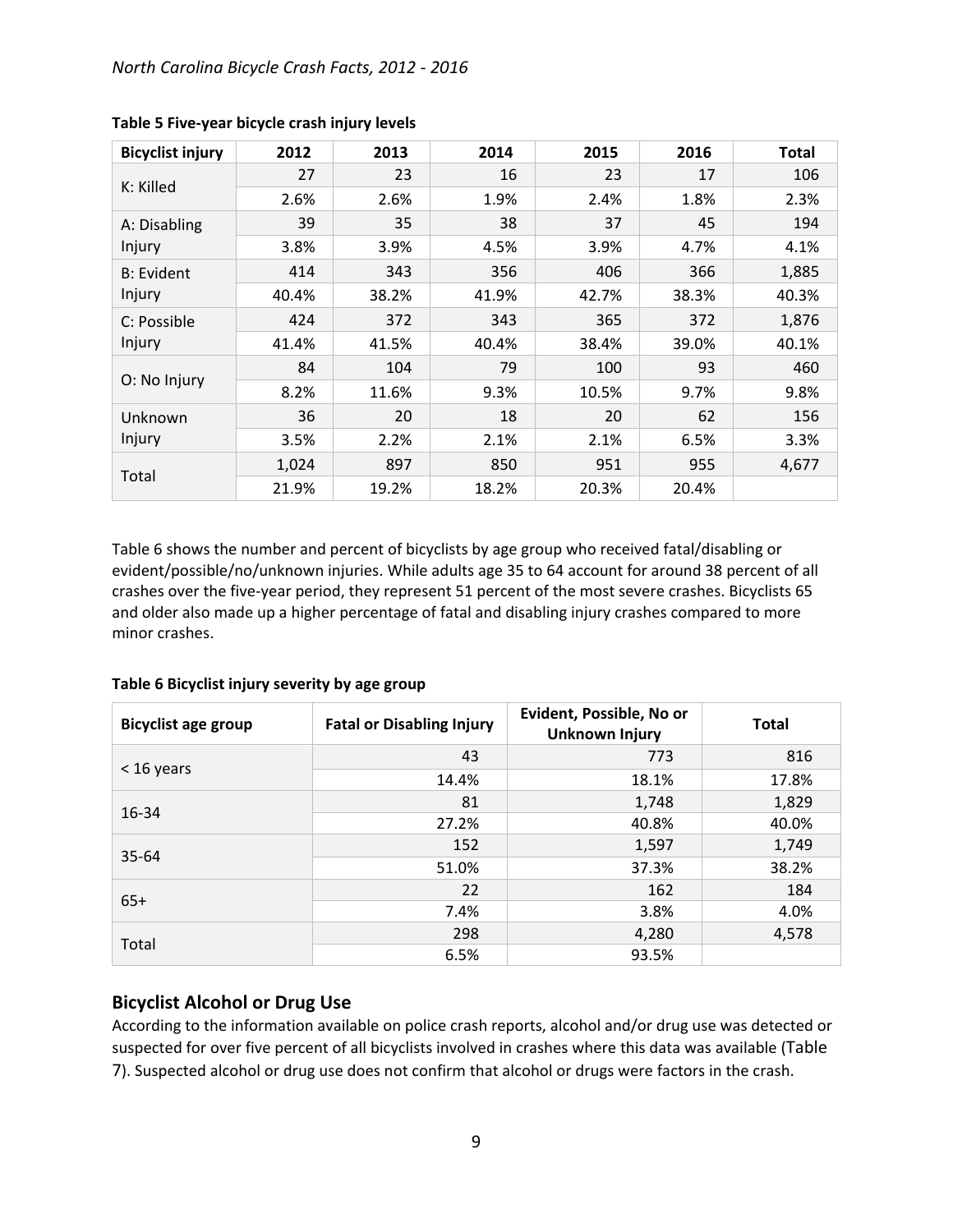**Table 5 Five-year bicycle crash injury levels**

| Bicyclist injury | 2012 | 2013 | 2014 | 2015 | 2016 | Total |
|---|---|---|---|---|---|---|
| K: Killed | 27 | 23 | 16 | 23 | 17 | 106 |
| | 2.6% | 2.6% | 1.9% | 2.4% | 1.8% | 2.3% |
| A: Disabling Injury | 39 | 35 | 38 | 37 | 45 | 194 |
| | 3.8% | 3.9% | 4.5% | 3.9% | 4.7% | 4.1% |
| B: Evident Injury | 414 | 343 | 356 | 406 | 366 | 1,885 |
| | 40.4% | 38.2% | 41.9% | 42.7% | 38.3% | 40.3% |
| C: Possible Injury | 424 | 372 | 343 | 365 | 372 | 1,876 |
| | 41.4% | 41.5% | 40.4% | 38.4% | 39.0% | 40.1% |
| O: No Injury | 84 | 104 | 79 | 100 | 93 | 460 |
| | 8.2% | 11.6% | 9.3% | 10.5% | 9.7% | 9.8% |
| Unknown Injury | 36 | 20 | 18 | 20 | 62 | 156 |
| | 3.5% | 2.2% | 2.1% | 2.1% | 6.5% | 3.3% |
| Total | 1,024 | 897 | 850 | 951 | 955 | 4,677 |
| | 21.9% | 19.2% | 18.2% | 20.3% | 20.4% | |

Table 6 shows the number and percent of bicyclists by age group who received fatal/disabling or evident/possible/no/unknown injuries. While adults age 35 to 64 account for around 38 percent of all crashes over the five-year period, they represent 51 percent of the most severe crashes. Bicyclists 65 and older also made up a higher percentage of fatal and disabling injury crashes compared to more minor crashes.

**Table 6 Bicyclist injury severity by age group**

| Bicyclist age group | Fatal or Disabling Injury | Evident, Possible, No or Unknown Injury | Total |
|---|---|---|---|
| < 16 years | 43 | 773 | 816 |
| | 14.4% | 18.1% | 17.8% |
| 16-34 | 81 | 1,748 | 1,829 |
| | 27.2% | 40.8% | 40.0% |
| 35-64 | 152 | 1,597 | 1,749 |
| | 51.0% | 37.3% | 38.2% |
| 65+ | 22 | 162 | 184 |
| | 7.4% | 3.8% | 4.0% |
| Total | 298 | 4,280 | 4,578 |
| | 6.5% | 93.5% | |

## Bicyclist Alcohol or Drug Use

According to the information available on police crash reports, alcohol and/or drug use was detected or suspected for over five percent of all bicyclists involved in crashes where this data was available (Table 7). Suspected alcohol or drug use does not confirm that alcohol or drugs were factors in the crash.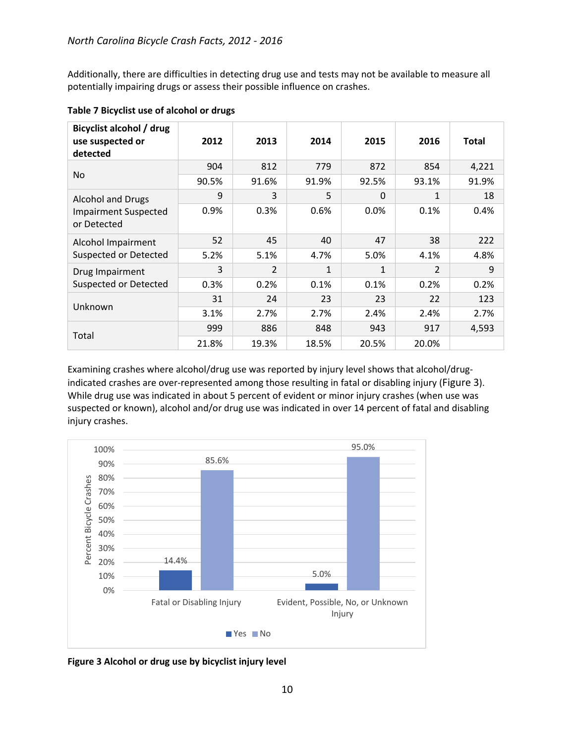Additionally, there are difficulties in detecting drug use and tests may not be available to measure all potentially impairing drugs or assess their possible influence on crashes.

**Table 7 Bicyclist use of alcohol or drugs**

| Bicyclist alcohol / drug use suspected or detected | 2012 | 2013 | 2014 | 2015 | 2016 | Total |
|---|---|---|---|---|---|---|
| No | 904 | 812 | 779 | 872 | 854 | 4,221 |
| | 90.5% | 91.6% | 91.9% | 92.5% | 93.1% | 91.9% |
| Alcohol and Drugs Impairment Suspected or Detected | 9 | 3 | 5 | 0 | 1 | 18 |
| | 0.9% | 0.3% | 0.6% | 0.0% | 0.1% | 0.4% |
| Alcohol Impairment Suspected or Detected | 52 | 45 | 40 | 47 | 38 | 222 |
| | 5.2% | 5.1% | 4.7% | 5.0% | 4.1% | 4.8% |
| Drug Impairment Suspected or Detected | 3 | 2 | 1 | 1 | 2 | 9 |
| | 0.3% | 0.2% | 0.1% | 0.1% | 0.2% | 0.2% |
| Unknown | 31 | 24 | 23 | 23 | 22 | 123 |
| | 3.1% | 2.7% | 2.7% | 2.4% | 2.4% | 2.7% |
| Total | 999 | 886 | 848 | 943 | 917 | 4,593 |
| | 21.8% | 19.3% | 18.5% | 20.5% | 20.0% | |

Examining crashes where alcohol/drug use was reported by injury level shows that alcohol/drug-indicated crashes are over-represented among those resulting in fatal or disabling injury (Figure 3). While drug use was indicated in about 5 percent of evident or minor injury crashes (when use was suspected or known), alcohol and/or drug use was indicated in over 14 percent of fatal and disabling injury crashes.

| Injury Level | Yes | No |
|---|---|---|
| Fatal or Disabling Injury | 14.4% | 85.6% |
| Evident, Possible, No, or Unknown Injury | 5.0% | 95.0% |

**Figure 3 Alcohol or drug use by bicyclist injury level**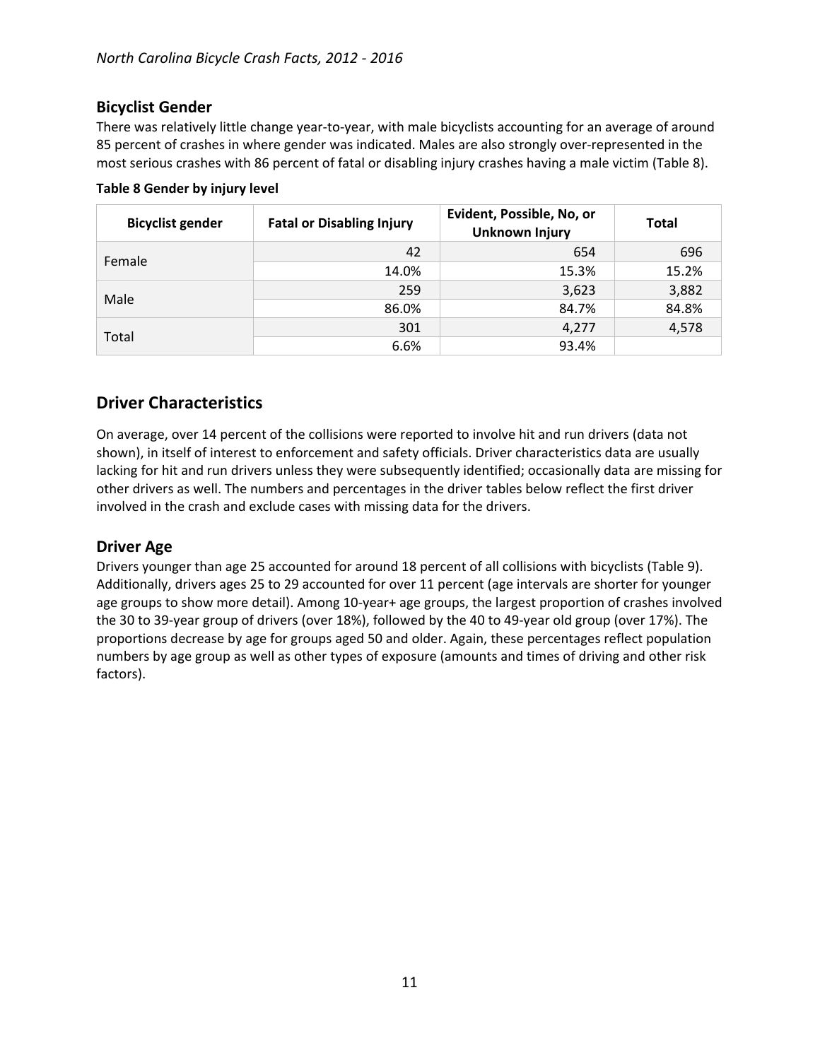## Bicyclist Gender

There was relatively little change year-to-year, with male bicyclists accounting for an average of around 85 percent of crashes in where gender was indicated. Males are also strongly over-represented in the most serious crashes with 86 percent of fatal or disabling injury crashes having a male victim (Table 8).

**Table 8 Gender by injury level**

| Bicyclist gender | Fatal or Disabling Injury | Evident, Possible, No, or Unknown Injury | Total |
|---|---|---|---|
| Female | 42 | 654 | 696 |
| | 14.0% | 15.3% | 15.2% |
| Male | 259 | 3,623 | 3,882 |
| | 86.0% | 84.7% | 84.8% |
| Total | 301 | 4,277 | 4,578 |
| | 6.6% | 93.4% | |

# Driver Characteristics

On average, over 14 percent of the collisions were reported to involve hit and run drivers (data not shown), in itself of interest to enforcement and safety officials. Driver characteristics data are usually lacking for hit and run drivers unless they were subsequently identified; occasionally data are missing for other drivers as well. The numbers and percentages in the driver tables below reflect the first driver involved in the crash and exclude cases with missing data for the drivers.

## Driver Age

Drivers younger than age 25 accounted for around 18 percent of all collisions with bicyclists (Table 9). Additionally, drivers ages 25 to 29 accounted for over 11 percent (age intervals are shorter for younger age groups to show more detail). Among 10-year+ age groups, the largest proportion of crashes involved the 30 to 39-year group of drivers (over 18%), followed by the 40 to 49-year old group (over 17%). The proportions decrease by age for groups aged 50 and older. Again, these percentages reflect population numbers by age group as well as other types of exposure (amounts and times of driving and other risk factors).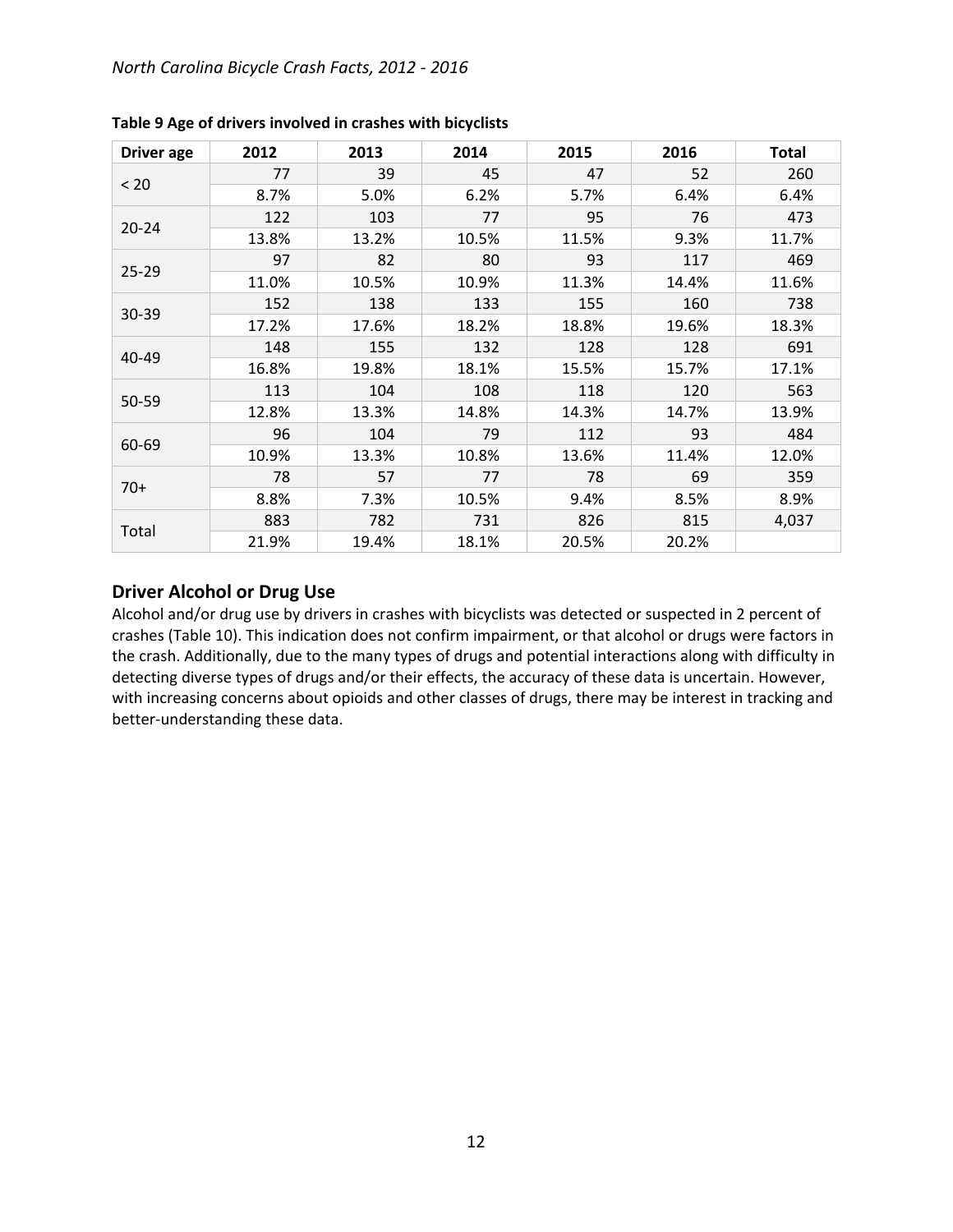**Table 9 Age of drivers involved in crashes with bicyclists**

| Driver age | 2012 | 2013 | 2014 | 2015 | 2016 | Total |
|---|---|---|---|---|---|---|
| < 20 | 77 | 39 | 45 | 47 | 52 | 260 |
| | 8.7% | 5.0% | 6.2% | 5.7% | 6.4% | 6.4% |
| 20-24 | 122 | 103 | 77 | 95 | 76 | 473 |
| | 13.8% | 13.2% | 10.5% | 11.5% | 9.3% | 11.7% |
| 25-29 | 97 | 82 | 80 | 93 | 117 | 469 |
| | 11.0% | 10.5% | 10.9% | 11.3% | 14.4% | 11.6% |
| 30-39 | 152 | 138 | 133 | 155 | 160 | 738 |
| | 17.2% | 17.6% | 18.2% | 18.8% | 19.6% | 18.3% |
| 40-49 | 148 | 155 | 132 | 128 | 128 | 691 |
| | 16.8% | 19.8% | 18.1% | 15.5% | 15.7% | 17.1% |
| 50-59 | 113 | 104 | 108 | 118 | 120 | 563 |
| | 12.8% | 13.3% | 14.8% | 14.3% | 14.7% | 13.9% |
| 60-69 | 96 | 104 | 79 | 112 | 93 | 484 |
| | 10.9% | 13.3% | 10.8% | 13.6% | 11.4% | 12.0% |
| 70+ | 78 | 57 | 77 | 78 | 69 | 359 |
| | 8.8% | 7.3% | 10.5% | 9.4% | 8.5% | 8.9% |
| Total | 883 | 782 | 731 | 826 | 815 | 4,037 |
| | 21.9% | 19.4% | 18.1% | 20.5% | 20.2% | |

## Driver Alcohol or Drug Use

Alcohol and/or drug use by drivers in crashes with bicyclists was detected or suspected in 2 percent of crashes (Table 10). This indication does not confirm impairment, or that alcohol or drugs were factors in the crash. Additionally, due to the many types of drugs and potential interactions along with difficulty in detecting diverse types of drugs and/or their effects, the accuracy of these data is uncertain. However, with increasing concerns about opioids and other classes of drugs, there may be interest in tracking and better-understanding these data.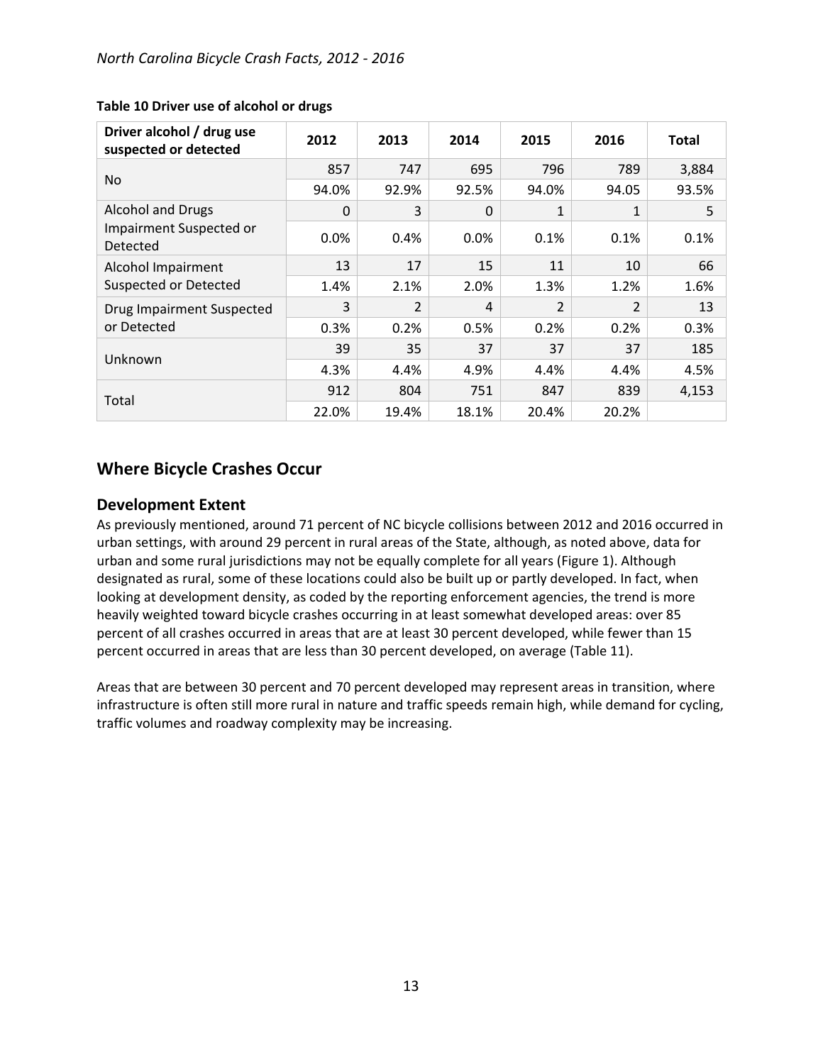**Table 10 Driver use of alcohol or drugs**

| Driver alcohol / drug use suspected or detected | 2012 | 2013 | 2014 | 2015 | 2016 | Total |
|---|---|---|---|---|---|---|
| No | 857 | 747 | 695 | 796 | 789 | 3,884 |
| | 94.0% | 92.9% | 92.5% | 94.0% | 94.05 | 93.5% |
| Alcohol and Drugs Impairment Suspected or Detected | 0 | 3 | 0 | 1 | 1 | 5 |
| | 0.0% | 0.4% | 0.0% | 0.1% | 0.1% | 0.1% |
| Alcohol Impairment Suspected or Detected | 13 | 17 | 15 | 11 | 10 | 66 |
| | 1.4% | 2.1% | 2.0% | 1.3% | 1.2% | 1.6% |
| Drug Impairment Suspected or Detected | 3 | 2 | 4 | 2 | 2 | 13 |
| | 0.3% | 0.2% | 0.5% | 0.2% | 0.2% | 0.3% |
| Unknown | 39 | 35 | 37 | 37 | 37 | 185 |
| | 4.3% | 4.4% | 4.9% | 4.4% | 4.4% | 4.5% |
| Total | 912 | 804 | 751 | 847 | 839 | 4,153 |
| | 22.0% | 19.4% | 18.1% | 20.4% | 20.2% | |

## Where Bicycle Crashes Occur

### Development Extent

As previously mentioned, around 71 percent of NC bicycle collisions between 2012 and 2016 occurred in urban settings, with around 29 percent in rural areas of the State, although, as noted above, data for urban and some rural jurisdictions may not be equally complete for all years (Figure 1). Although designated as rural, some of these locations could also be built up or partly developed. In fact, when looking at development density, as coded by the reporting enforcement agencies, the trend is more heavily weighted toward bicycle crashes occurring in at least somewhat developed areas: over 85 percent of all crashes occurred in areas that are at least 30 percent developed, while fewer than 15 percent occurred in areas that are less than 30 percent developed, on average (Table 11).

Areas that are between 30 percent and 70 percent developed may represent areas in transition, where infrastructure is often still more rural in nature and traffic speeds remain high, while demand for cycling, traffic volumes and roadway complexity may be increasing.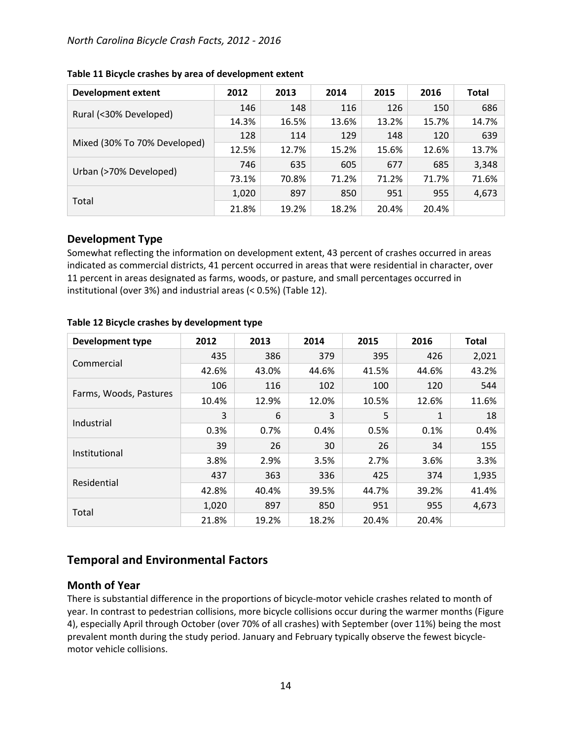**Table 11 Bicycle crashes by area of development extent**

| Development extent | 2012 | 2013 | 2014 | 2015 | 2016 | Total |
|---|---|---|---|---|---|---|
| Rural (<30% Developed) | 146 | 148 | 116 | 126 | 150 | 686 |
| | 14.3% | 16.5% | 13.6% | 13.2% | 15.7% | 14.7% |
| Mixed (30% To 70% Developed) | 128 | 114 | 129 | 148 | 120 | 639 |
| | 12.5% | 12.7% | 15.2% | 15.6% | 12.6% | 13.7% |
| Urban (>70% Developed) | 746 | 635 | 605 | 677 | 685 | 3,348 |
| | 73.1% | 70.8% | 71.2% | 71.2% | 71.7% | 71.6% |
| Total | 1,020 | 897 | 850 | 951 | 955 | 4,673 |
| | 21.8% | 19.2% | 18.2% | 20.4% | 20.4% | |

### Development Type

Somewhat reflecting the information on development extent, 43 percent of crashes occurred in areas indicated as commercial districts, 41 percent occurred in areas that were residential in character, over 11 percent in areas designated as farms, woods, or pasture, and small percentages occurred in institutional (over 3%) and industrial areas (< 0.5%) (Table 12).

**Table 12 Bicycle crashes by development type**

| Development type | 2012 | 2013 | 2014 | 2015 | 2016 | Total |
|---|---|---|---|---|---|---|
| Commercial | 435 | 386 | 379 | 395 | 426 | 2,021 |
| | 42.6% | 43.0% | 44.6% | 41.5% | 44.6% | 43.2% |
| Farms, Woods, Pastures | 106 | 116 | 102 | 100 | 120 | 544 |
| | 10.4% | 12.9% | 12.0% | 10.5% | 12.6% | 11.6% |
| Industrial | 3 | 6 | 3 | 5 | 1 | 18 |
| | 0.3% | 0.7% | 0.4% | 0.5% | 0.1% | 0.4% |
| Institutional | 39 | 26 | 30 | 26 | 34 | 155 |
| | 3.8% | 2.9% | 3.5% | 2.7% | 3.6% | 3.3% |
| Residential | 437 | 363 | 336 | 425 | 374 | 1,935 |
| | 42.8% | 40.4% | 39.5% | 44.7% | 39.2% | 41.4% |
| Total | 1,020 | 897 | 850 | 951 | 955 | 4,673 |
| | 21.8% | 19.2% | 18.2% | 20.4% | 20.4% | |

## Temporal and Environmental Factors

### Month of Year

There is substantial difference in the proportions of bicycle-motor vehicle crashes related to month of year. In contrast to pedestrian collisions, more bicycle collisions occur during the warmer months (Figure 4), especially April through October (over 70% of all crashes) with September (over 11%) being the most prevalent month during the study period. January and February typically observe the fewest bicycle-motor vehicle collisions.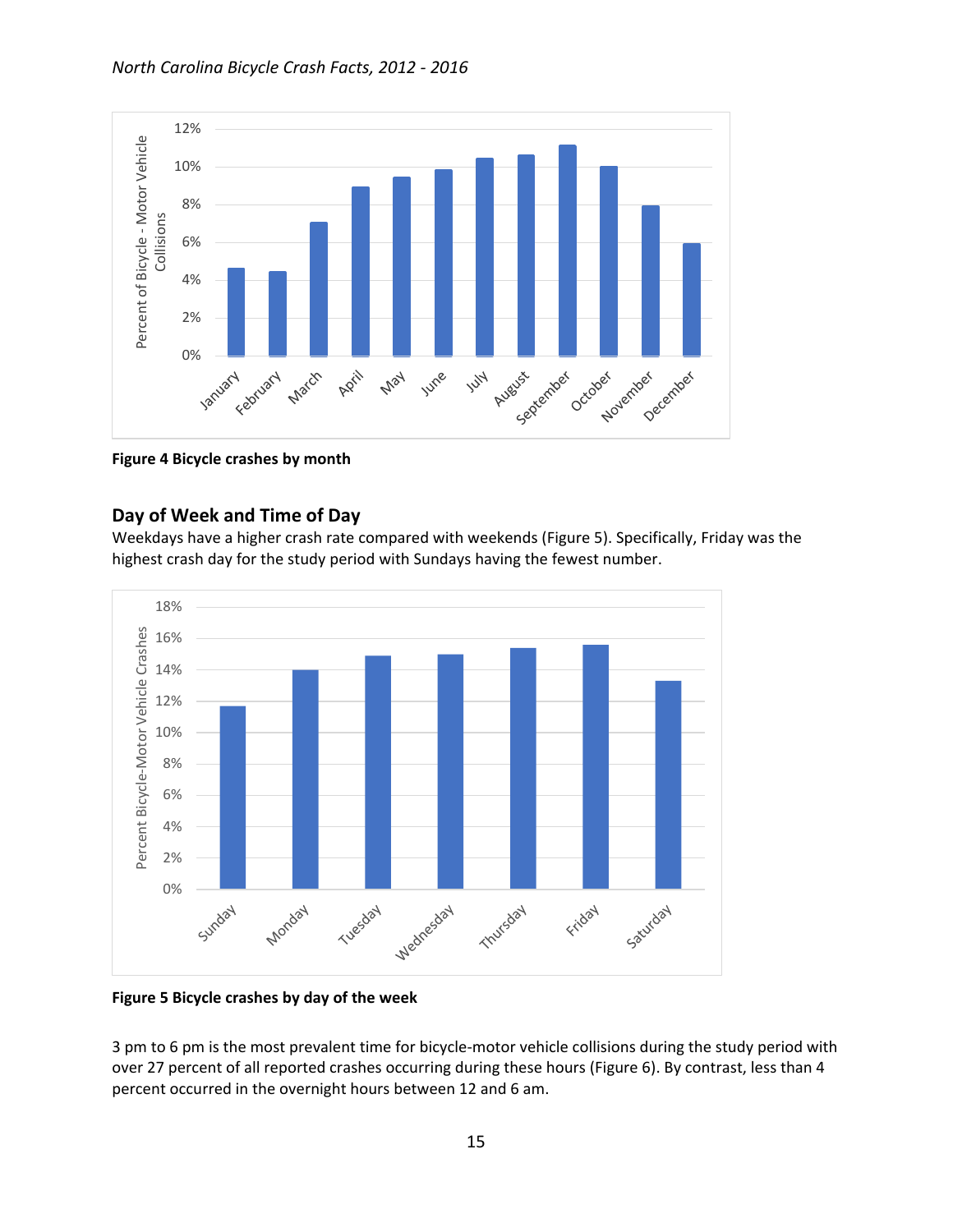Figure 4 Bicycle crashes by month

## Day of Week and Time of Day

Weekdays have a higher crash rate compared with weekends (Figure 5). Specifically, Friday was the highest crash day for the study period with Sundays having the fewest number.

Figure 5 Bicycle crashes by day of the week

3 pm to 6 pm is the most prevalent time for bicycle-motor vehicle collisions during the study period with over 27 percent of all reported crashes occurring during these hours (Figure 6). By contrast, less than 4 percent occurred in the overnight hours between 12 and 6 am.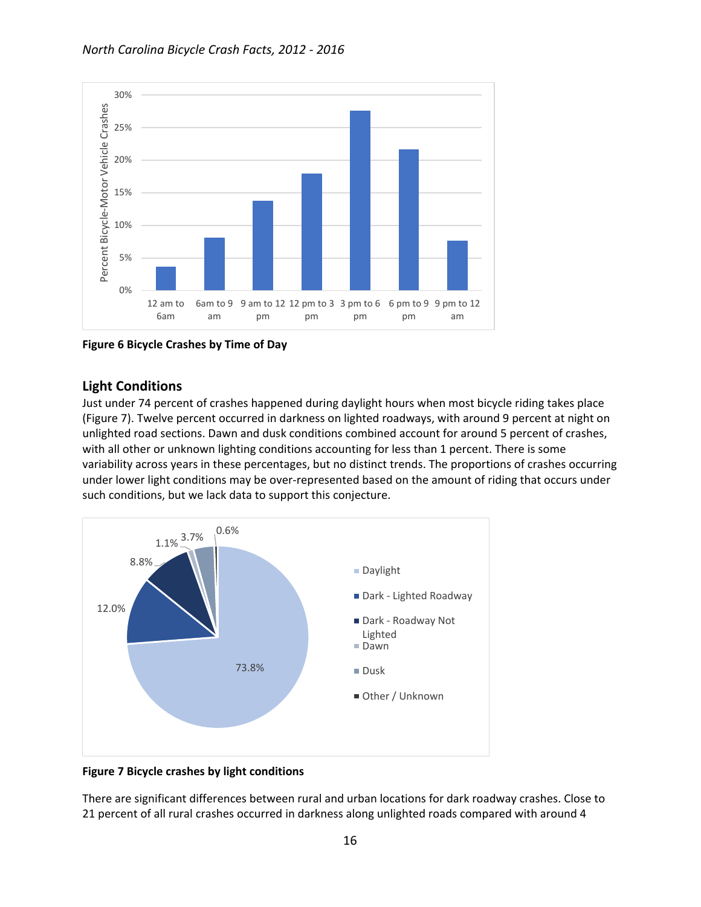Figure 6 Bicycle Crashes by Time of Day

## Light Conditions

Just under 74 percent of crashes happened during daylight hours when most bicycle riding takes place (Figure 7). Twelve percent occurred in darkness on lighted roadways, with around 9 percent at night on unlighted road sections. Dawn and dusk conditions combined account for around 5 percent of crashes, with all other or unknown lighting conditions accounting for less than 1 percent. There is some variability across years in these percentages, but no distinct trends. The proportions of crashes occurring under lower light conditions may be over-represented based on the amount of riding that occurs under such conditions, but we lack data to support this conjecture.

Figure 7 Bicycle crashes by light conditions

There are significant differences between rural and urban locations for dark roadway crashes. Close to 21 percent of all rural crashes occurred in darkness along unlighted roads compared with around 4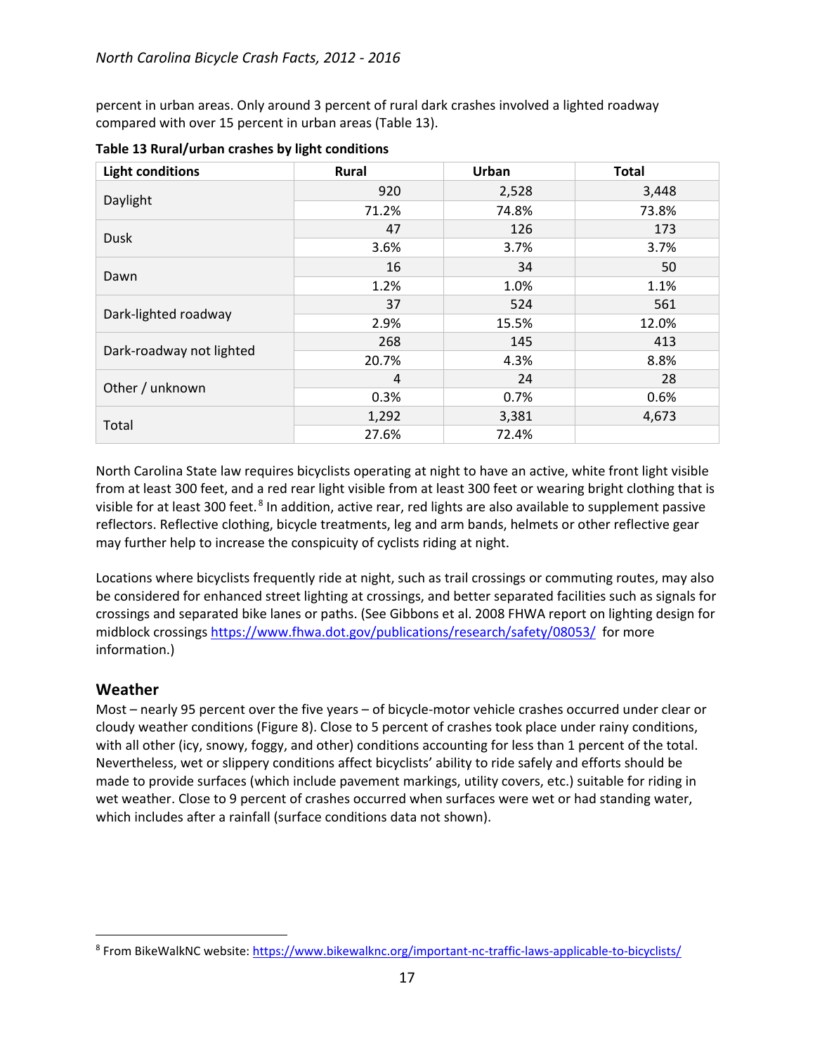percent in urban areas. Only around 3 percent of rural dark crashes involved a lighted roadway compared with over 15 percent in urban areas (Table 13).

**Table 13 Rural/urban crashes by light conditions**

| Light conditions | Rural | Urban | Total |
|---|---|---|---|
| Daylight | 920 | 2,528 | 3,448 |
| | 71.2% | 74.8% | 73.8% |
| Dusk | 47 | 126 | 173 |
| | 3.6% | 3.7% | 3.7% |
| Dawn | 16 | 34 | 50 |
| | 1.2% | 1.0% | 1.1% |
| Dark-lighted roadway | 37 | 524 | 561 |
| | 2.9% | 15.5% | 12.0% |
| Dark-roadway not lighted | 268 | 145 | 413 |
| | 20.7% | 4.3% | 8.8% |
| Other / unknown | 4 | 24 | 28 |
| | 0.3% | 0.7% | 0.6% |
| Total | 1,292 | 3,381 | 4,673 |
| | 27.6% | 72.4% | |

North Carolina State law requires bicyclists operating at night to have an active, white front light visible from at least 300 feet, and a red rear light visible from at least 300 feet or wearing bright clothing that is visible for at least 300 feet.[8] In addition, active rear, red lights are also available to supplement passive reflectors. Reflective clothing, bicycle treatments, leg and arm bands, helmets or other reflective gear may further help to increase the conspicuity of cyclists riding at night.

Locations where bicyclists frequently ride at night, such as trail crossings or commuting routes, may also be considered for enhanced street lighting at crossings, and better separated facilities such as signals for crossings and separated bike lanes or paths. (See Gibbons et al. 2008 FHWA report on lighting design for midblock crossings https://www.fhwa.dot.gov/publications/research/safety/08053/ for more information.)

## Weather

Most – nearly 95 percent over the five years – of bicycle-motor vehicle crashes occurred under clear or cloudy weather conditions (Figure 8). Close to 5 percent of crashes took place under rainy conditions, with all other (icy, snowy, foggy, and other) conditions accounting for less than 1 percent of the total. Nevertheless, wet or slippery conditions affect bicyclists' ability to ride safely and efforts should be made to provide surfaces (which include pavement markings, utility covers, etc.) suitable for riding in wet weather. Close to 9 percent of crashes occurred when surfaces were wet or had standing water, which includes after a rainfall (surface conditions data not shown).

---

[8] From BikeWalkNC website: https://www.bikewalknc.org/important-nc-traffic-laws-applicable-to-bicyclists/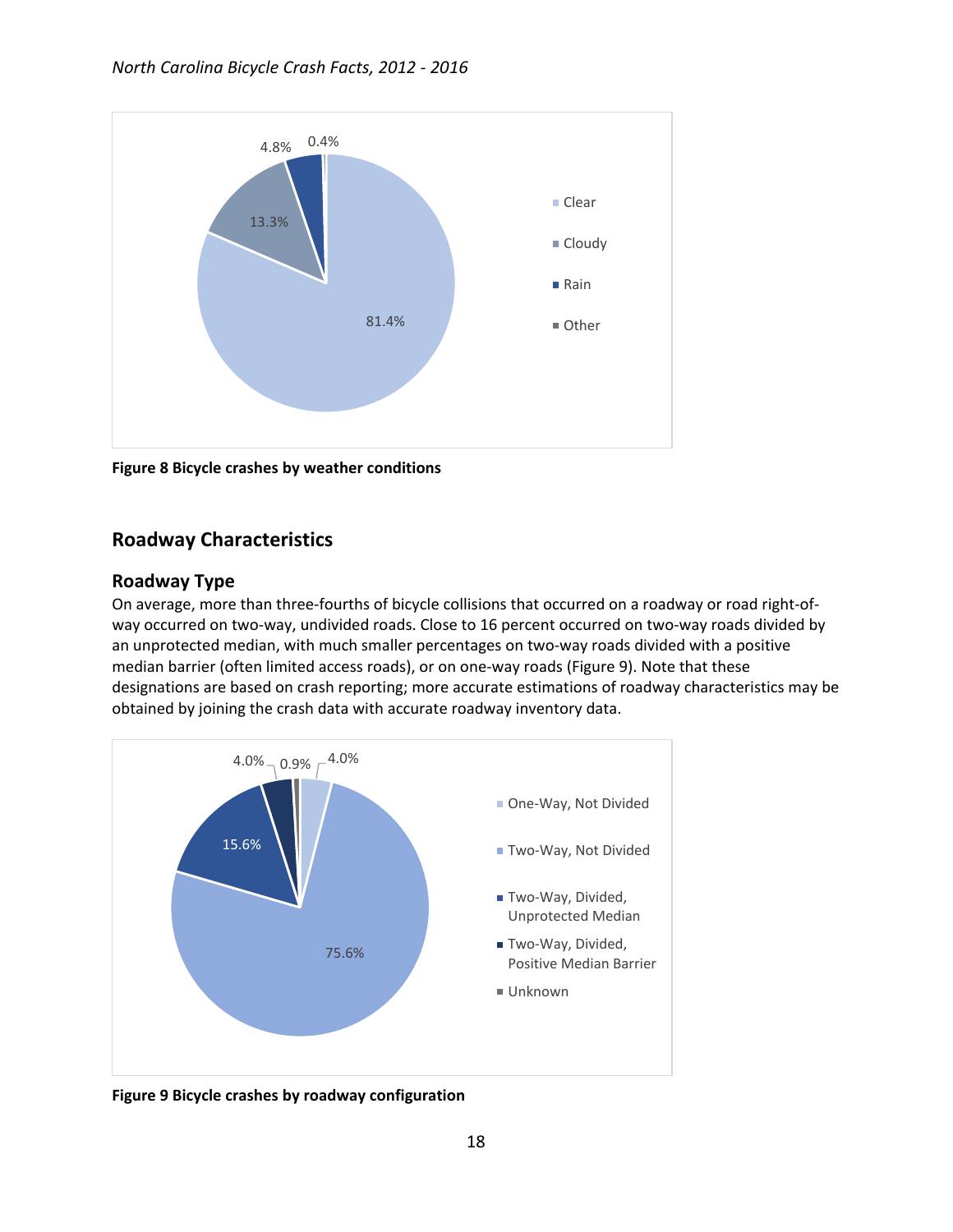Figure 8 Bicycle crashes by weather conditions

## Roadway Characteristics

### Roadway Type

On average, more than three-fourths of bicycle collisions that occurred on a roadway or road right-of-way occurred on two-way, undivided roads. Close to 16 percent occurred on two-way roads divided by an unprotected median, with much smaller percentages on two-way roads divided with a positive median barrier (often limited access roads), or on one-way roads (Figure 9). Note that these designations are based on crash reporting; more accurate estimations of roadway characteristics may be obtained by joining the crash data with accurate roadway inventory data.

Figure 9 Bicycle crashes by roadway configuration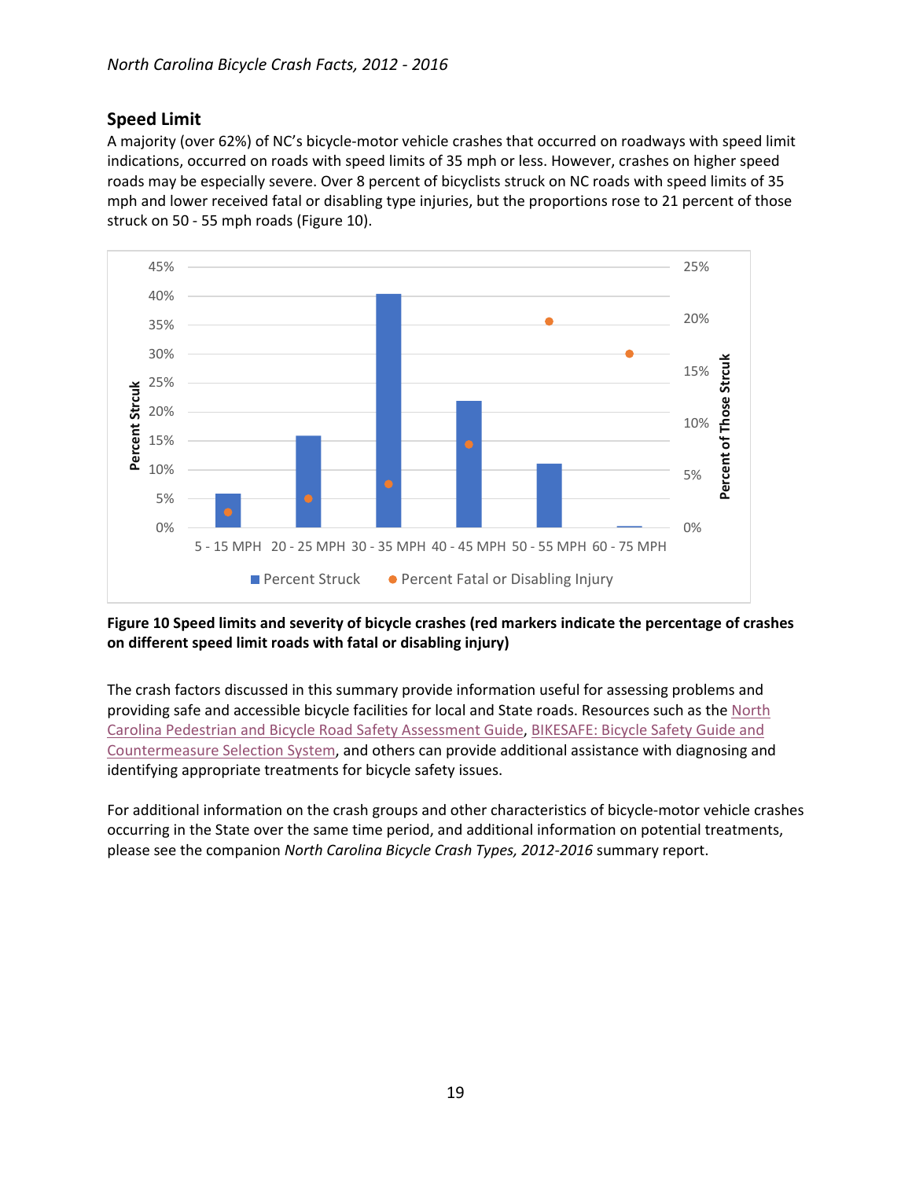## Speed Limit

A majority (over 62%) of NC's bicycle-motor vehicle crashes that occurred on roadways with speed limit indications, occurred on roads with speed limits of 35 mph or less. However, crashes on higher speed roads may be especially severe. Over 8 percent of bicyclists struck on NC roads with speed limits of 35 mph and lower received fatal or disabling type injuries, but the proportions rose to 21 percent of those struck on 50 - 55 mph roads (Figure 10).

**Figure 10 Speed limits and severity of bicycle crashes (red markers indicate the percentage of crashes on different speed limit roads with fatal or disabling injury)**

The crash factors discussed in this summary provide information useful for assessing problems and providing safe and accessible bicycle facilities for local and State roads. Resources such as the North Carolina Pedestrian and Bicycle Road Safety Assessment Guide, BIKESAFE: Bicycle Safety Guide and Countermeasure Selection System, and others can provide additional assistance with diagnosing and identifying appropriate treatments for bicycle safety issues.

For additional information on the crash groups and other characteristics of bicycle-motor vehicle crashes occurring in the State over the same time period, and additional information on potential treatments, please see the companion *North Carolina Bicycle Crash Types, 2012-2016* summary report.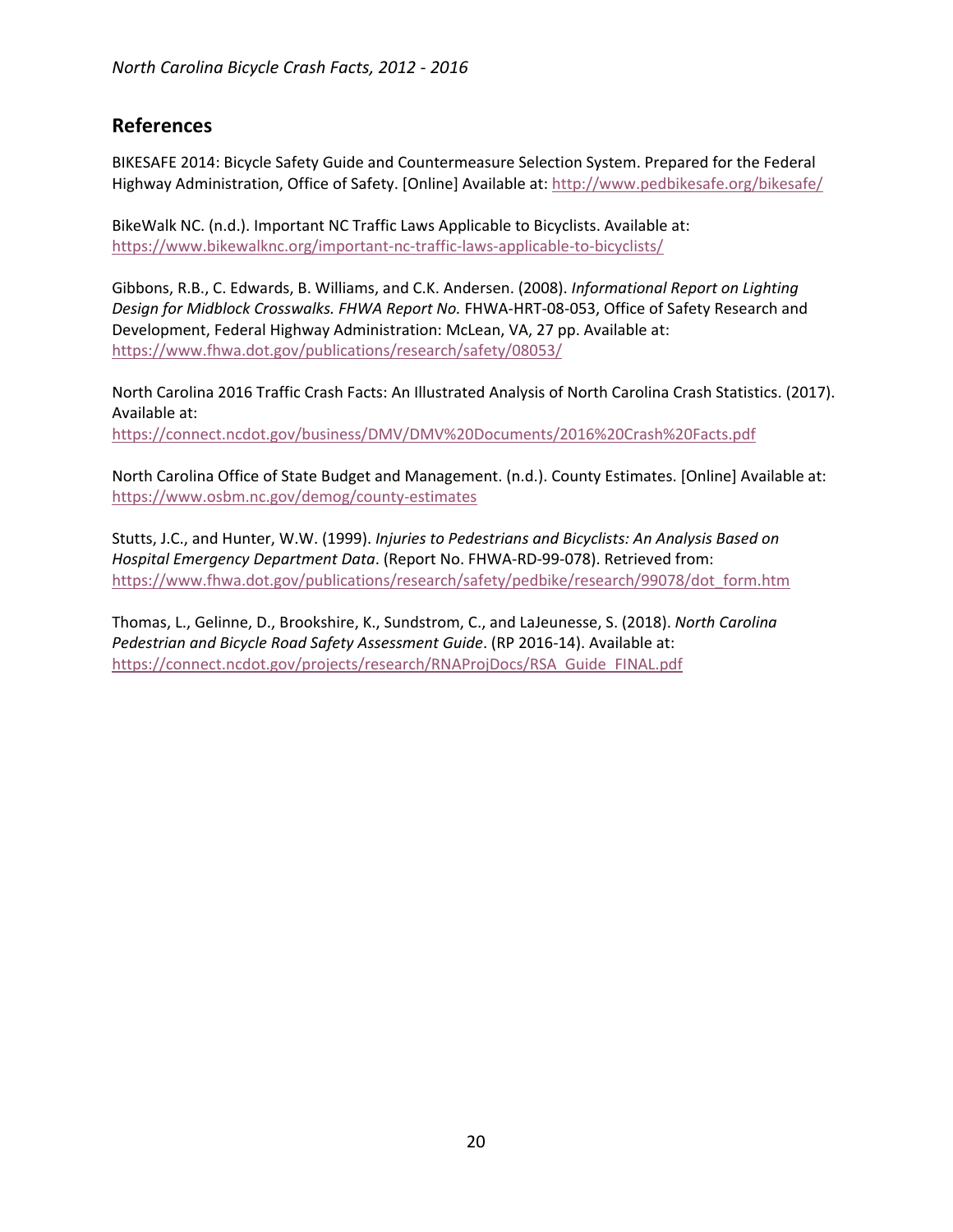## References

BIKESAFE 2014: Bicycle Safety Guide and Countermeasure Selection System. Prepared for the Federal Highway Administration, Office of Safety. [Online] Available at: http://www.pedbikesafe.org/bikesafe/

BikeWalk NC. (n.d.). Important NC Traffic Laws Applicable to Bicyclists. Available at: https://www.bikewalknc.org/important-nc-traffic-laws-applicable-to-bicyclists/

Gibbons, R.B., C. Edwards, B. Williams, and C.K. Andersen. (2008). *Informational Report on Lighting Design for Midblock Crosswalks. FHWA Report No.* FHWA-HRT-08-053, Office of Safety Research and Development, Federal Highway Administration: McLean, VA, 27 pp. Available at: https://www.fhwa.dot.gov/publications/research/safety/08053/

North Carolina 2016 Traffic Crash Facts: An Illustrated Analysis of North Carolina Crash Statistics. (2017). Available at: https://connect.ncdot.gov/business/DMV/DMV%20Documents/2016%20Crash%20Facts.pdf

North Carolina Office of State Budget and Management. (n.d.). County Estimates. [Online] Available at: https://www.osbm.nc.gov/demog/county-estimates

Stutts, J.C., and Hunter, W.W. (1999). *Injuries to Pedestrians and Bicyclists: An Analysis Based on Hospital Emergency Department Data*. (Report No. FHWA-RD-99-078). Retrieved from: https://www.fhwa.dot.gov/publications/research/safety/pedbike/research/99078/dot_form.htm

Thomas, L., Gelinne, D., Brookshire, K., Sundstrom, C., and LaJeunesse, S. (2018). *North Carolina Pedestrian and Bicycle Road Safety Assessment Guide*. (RP 2016-14). Available at: https://connect.ncdot.gov/projects/research/RNAProjDocs/RSA_Guide_FINAL.pdf